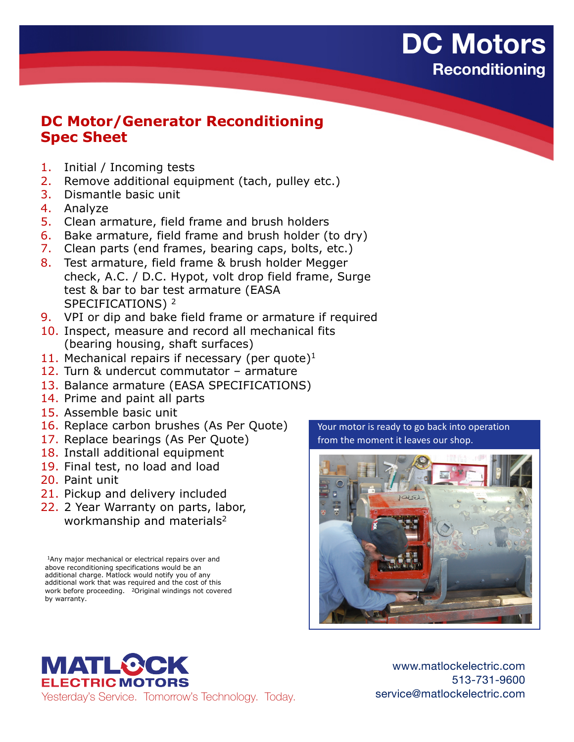# DC Motors

## Reconditioning

## DC Motor/Generator Reconditioning Spec Sheet

1. Initial / Incoming tests
2. Remove additional equipment (tach, pulley etc.)
3. Dismantle basic unit
4. Analyze
5. Clean armature, field frame and brush holders
6. Bake armature, field frame and brush holder (to dry)
7. Clean parts (end frames, bearing caps, bolts, etc.)
8. Test armature, field frame & brush holder Megger check, A.C. / D.C. Hypot, volt drop field frame, Surge test & bar to bar test armature (EASA SPECIFICATIONS) [2]
9. VPI or dip and bake field frame or armature if required
10. Inspect, measure and record all mechanical fits (bearing housing, shaft surfaces)
11. Mechanical repairs if necessary (per quote)[1]
12. Turn & undercut commutator – armature
13. Balance armature (EASA SPECIFICATIONS)
14. Prime and paint all parts
15. Assemble basic unit
16. Replace carbon brushes (As Per Quote)
17. Replace bearings (As Per Quote)
18. Install additional equipment
19. Final test, no load and load
20. Paint unit
21. Pickup and delivery included
22. 2 Year Warranty on parts, labor, workmanship and materials[2]

[1]Any major mechanical or electrical repairs over and above reconditioning specifications would be an additional charge. Matlock would notify you of any additional work that was required and the cost of this work before proceeding. [2]Original windings not covered by warranty.

Your motor is ready to go back into operation from the moment it leaves our shop.

**MATLOCK ELECTRIC MOTORS**

Yesterday's Service. Tomorrow's Technology. Today.

www.matlockelectric.com
513-731-9600
service@matlockelectric.com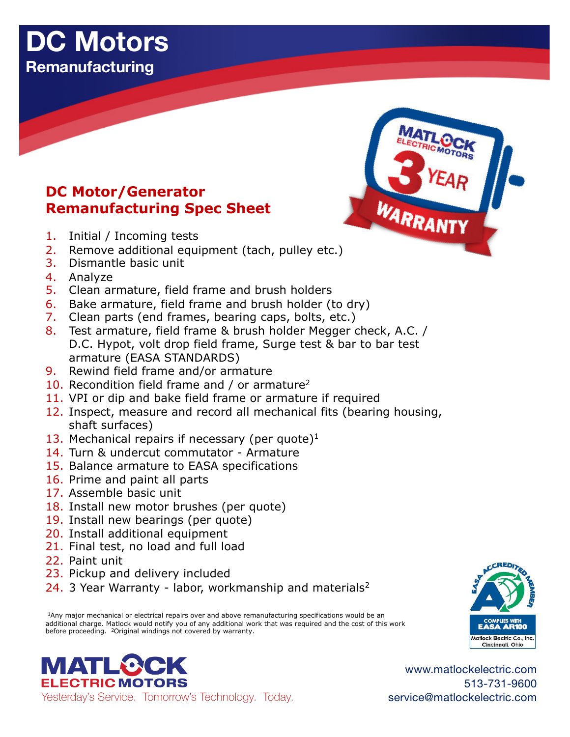# DC Motors

## Remanufacturing

### DC Motor/Generator Remanufacturing Spec Sheet

1. Initial / Incoming tests
2. Remove additional equipment (tach, pulley etc.)
3. Dismantle basic unit
4. Analyze
5. Clean armature, field frame and brush holders
6. Bake armature, field frame and brush holder (to dry)
7. Clean parts (end frames, bearing caps, bolts, etc.)
8. Test armature, field frame & brush holder Megger check, A.C. / D.C. Hypot, volt drop field frame, Surge test & bar to bar test armature (EASA STANDARDS)
9. Rewind field frame and/or armature
10. Recondition field frame and / or armature[2]
11. VPI or dip and bake field frame or armature if required
12. Inspect, measure and record all mechanical fits (bearing housing, shaft surfaces)
13. Mechanical repairs if necessary (per quote)[1]
14. Turn & undercut commutator - Armature
15. Balance armature to EASA specifications
16. Prime and paint all parts
17. Assemble basic unit
18. Install new motor brushes (per quote)
19. Install new bearings (per quote)
20. Install additional equipment
21. Final test, no load and full load
22. Paint unit
23. Pickup and delivery included
24. 3 Year Warranty - labor, workmanship and materials[2]

[1]Any major mechanical or electrical repairs over and above remanufacturing specifications would be an additional charge. Matlock would notify you of any additional work that was required and the cost of this work before proceeding. [2]Original windings not covered by warranty.

MATLOCK ELECTRIC MOTORS
Yesterday's Service. Tomorrow's Technology. Today.

www.matlockelectric.com
513-731-9600
service@matlockelectric.com